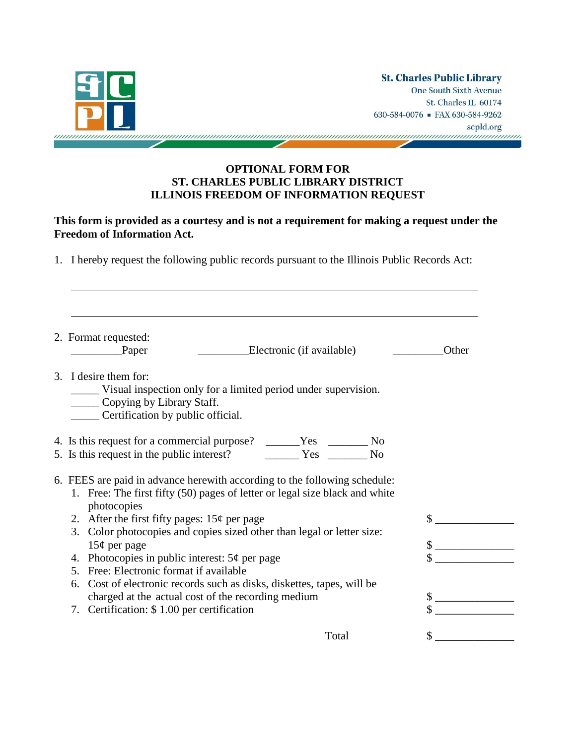St. Charles Public Library
One South Sixth Avenue
St. Charles IL 60174
630-584-0076 ▪ FAX 630-584-9262
scpld.org

# OPTIONAL FORM FOR
# ST. CHARLES PUBLIC LIBRARY DISTRICT
# ILLINOIS FREEDOM OF INFORMATION REQUEST

**This form is provided as a courtesy and is not a requirement for making a request under the Freedom of Information Act.**

1. I hereby request the following public records pursuant to the Illinois Public Records Act:

   ________________________________________________________________________

   ________________________________________________________________________

2. Format requested:
   _________Paper _________Electronic (if available) _________Other

3. I desire them for:
   _____ Visual inspection only for a limited period under supervision.
   _____ Copying by Library Staff.
   _____ Certification by public official.

4. Is this request for a commercial purpose? ______Yes _______ No
5. Is this request in the public interest? ______ Yes _______ No

6. FEES are paid in advance herewith according to the following schedule:
   1. Free: The first fifty (50) pages of letter or legal size black and white photocopies
   2. After the first fifty pages: 15¢ per page $ _____________
   3. Color photocopies and copies sized other than legal or letter size: 15¢ per page $ _____________
   4. Photocopies in public interest: 5¢ per page $ _____________
   5. Free: Electronic format if available
   6. Cost of electronic records such as disks, diskettes, tapes, will be charged at the actual cost of the recording medium $ _____________
   7. Certification: $ 1.00 per certification $ _____________

   Total $ _____________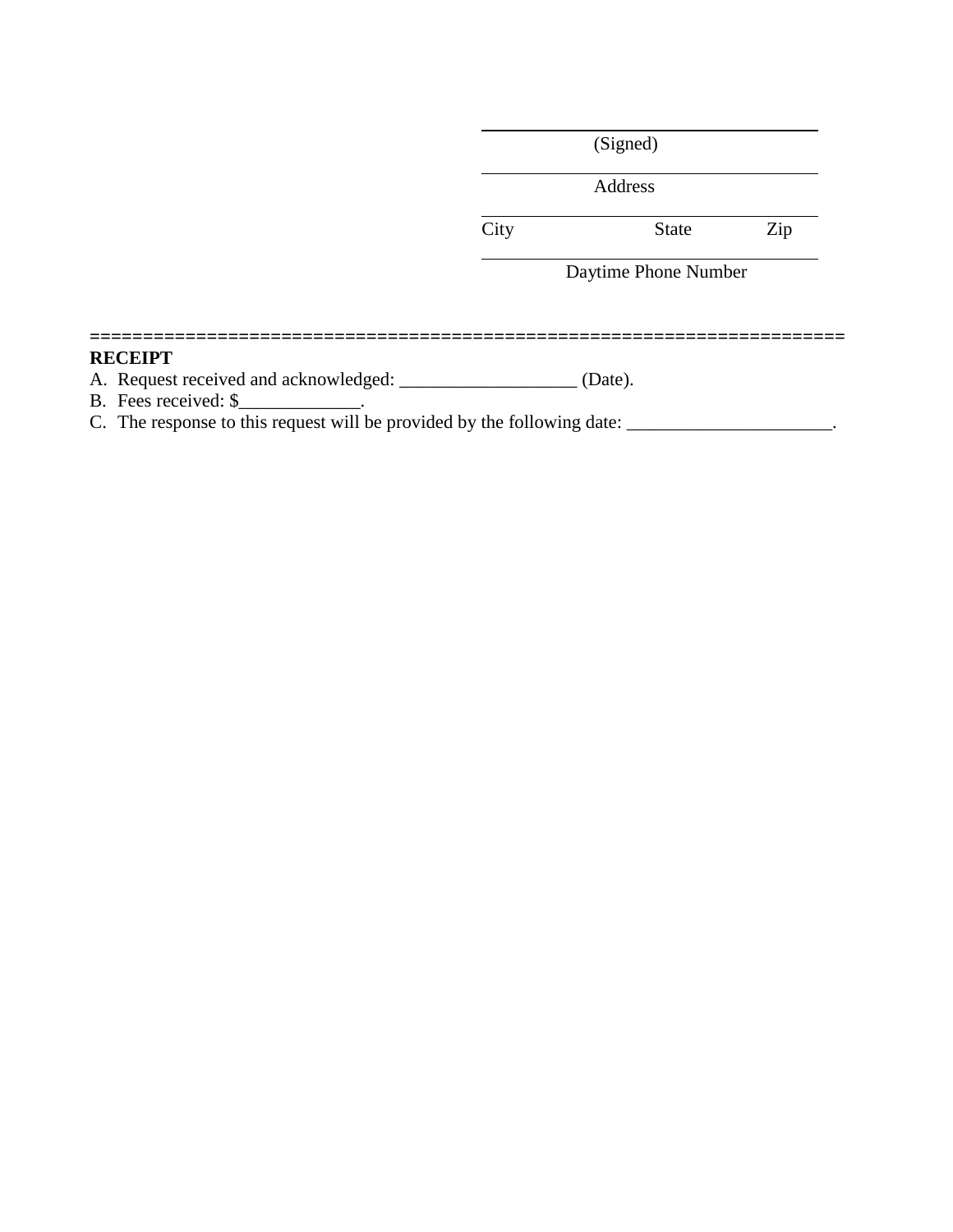\_\_\_\_\_\_\_\_\_\_\_\_\_\_\_\_\_\_\_\_\_\_\_\_\_\_\_\_\_\_\_\_\_\_\_\_\_\_\_\_

(Signed)

\_\_\_\_\_\_\_\_\_\_\_\_\_\_\_\_\_\_\_\_\_\_\_\_\_\_\_\_\_\_\_\_\_\_\_\_\_\_\_\_

Address

\_\_\_\_\_\_\_\_\_\_\_\_\_\_\_\_\_\_\_\_\_\_\_\_\_\_\_\_\_\_\_\_\_\_\_\_\_\_\_\_

City State Zip

\_\_\_\_\_\_\_\_\_\_\_\_\_\_\_\_\_\_\_\_\_\_\_\_\_\_\_\_\_\_\_\_\_\_\_\_\_\_\_\_

Daytime Phone Number

========================================================================

**RECEIPT**

A. Request received and acknowledged: ___________________ (Date).

B. Fees received: $_____________.

C. The response to this request will be provided by the following date: ______________________.